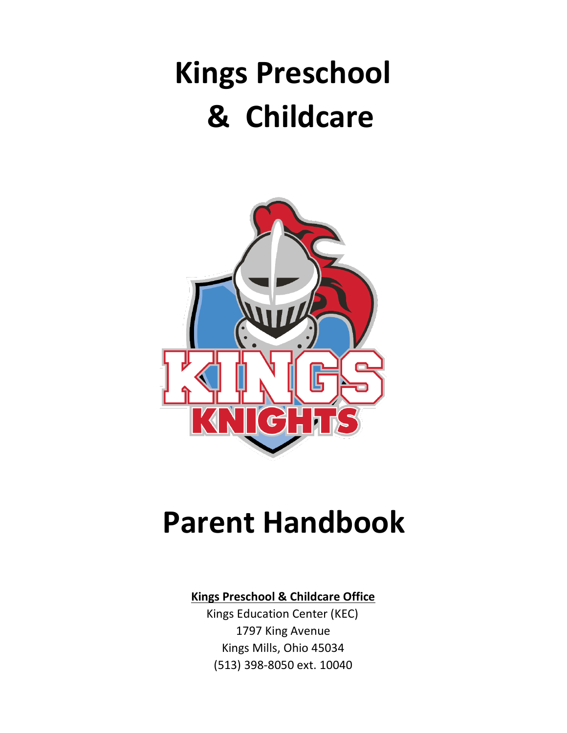# Kings Preschool & Childcare

# Parent Handbook

**Kings Preschool & Childcare Office**

Kings Education Center (KEC)
1797 King Avenue
Kings Mills, Ohio 45034
(513) 398-8050 ext. 10040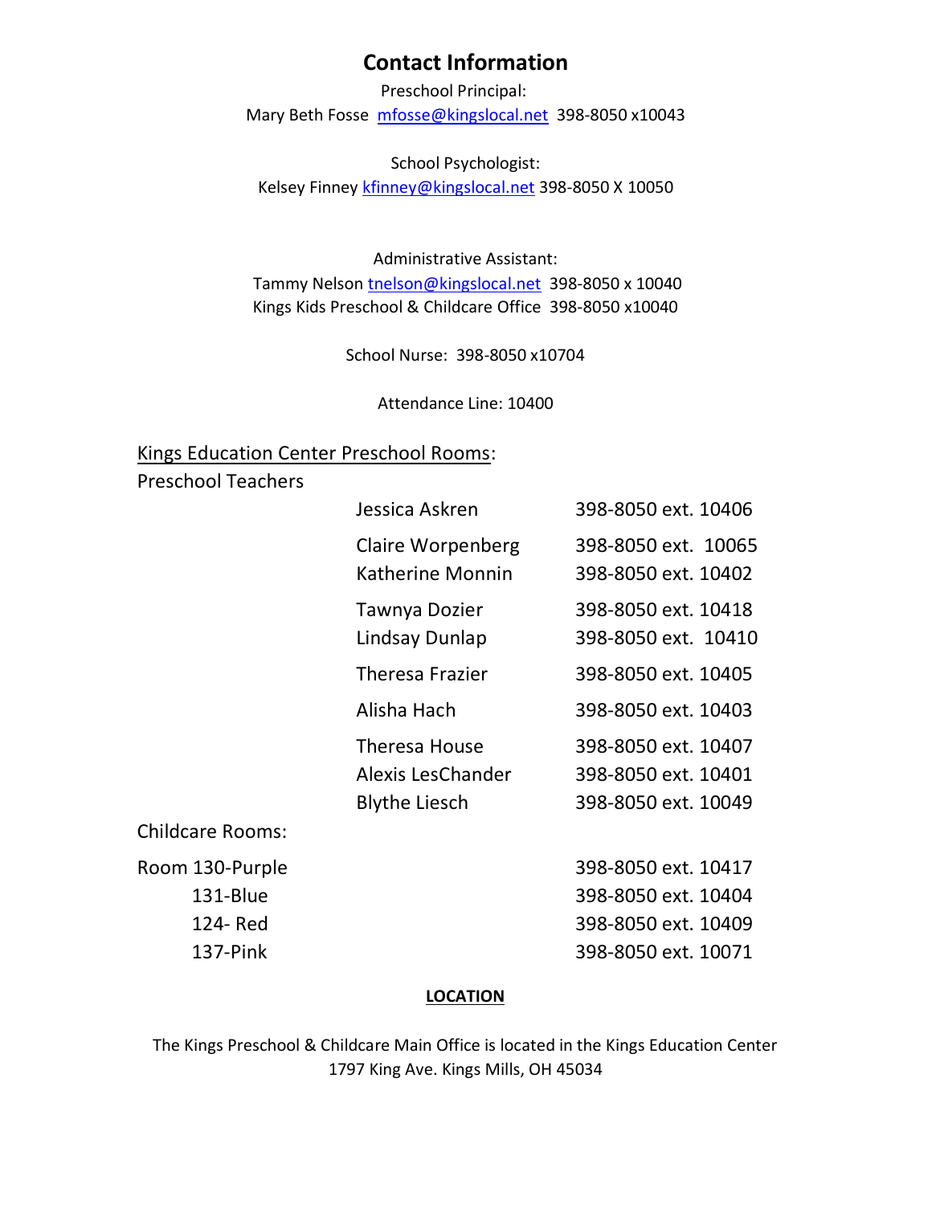# Contact Information

Preschool Principal:
Mary Beth Fosse mfosse@kingslocal.net 398-8050 x10043

School Psychologist:
Kelsey Finney kfinney@kingslocal.net 398-8050 X 10050

Administrative Assistant:
Tammy Nelson tnelson@kingslocal.net 398-8050 x 10040
Kings Kids Preschool & Childcare Office 398-8050 x10040

School Nurse: 398-8050 x10704

Attendance Line: 10400

Kings Education Center Preschool Rooms:

Preschool Teachers

| | | |
|---|---|---|
| | Jessica Askren | 398-8050 ext. 10406 |
| | Claire Worpenberg | 398-8050 ext. 10065 |
| | Katherine Monnin | 398-8050 ext. 10402 |
| | Tawnya Dozier | 398-8050 ext. 10418 |
| | Lindsay Dunlap | 398-8050 ext. 10410 |
| | Theresa Frazier | 398-8050 ext. 10405 |
| | Alisha Hach | 398-8050 ext. 10403 |
| | Theresa House | 398-8050 ext. 10407 |
| | Alexis LesChander | 398-8050 ext. 10401 |
| | Blythe Liesch | 398-8050 ext. 10049 |

Childcare Rooms:

| | |
|---|---|
| Room 130-Purple | 398-8050 ext. 10417 |
| 131-Blue | 398-8050 ext. 10404 |
| 124- Red | 398-8050 ext. 10409 |
| 137-Pink | 398-8050 ext. 10071 |

**LOCATION**

The Kings Preschool & Childcare Main Office is located in the Kings Education Center
1797 King Ave. Kings Mills, OH 45034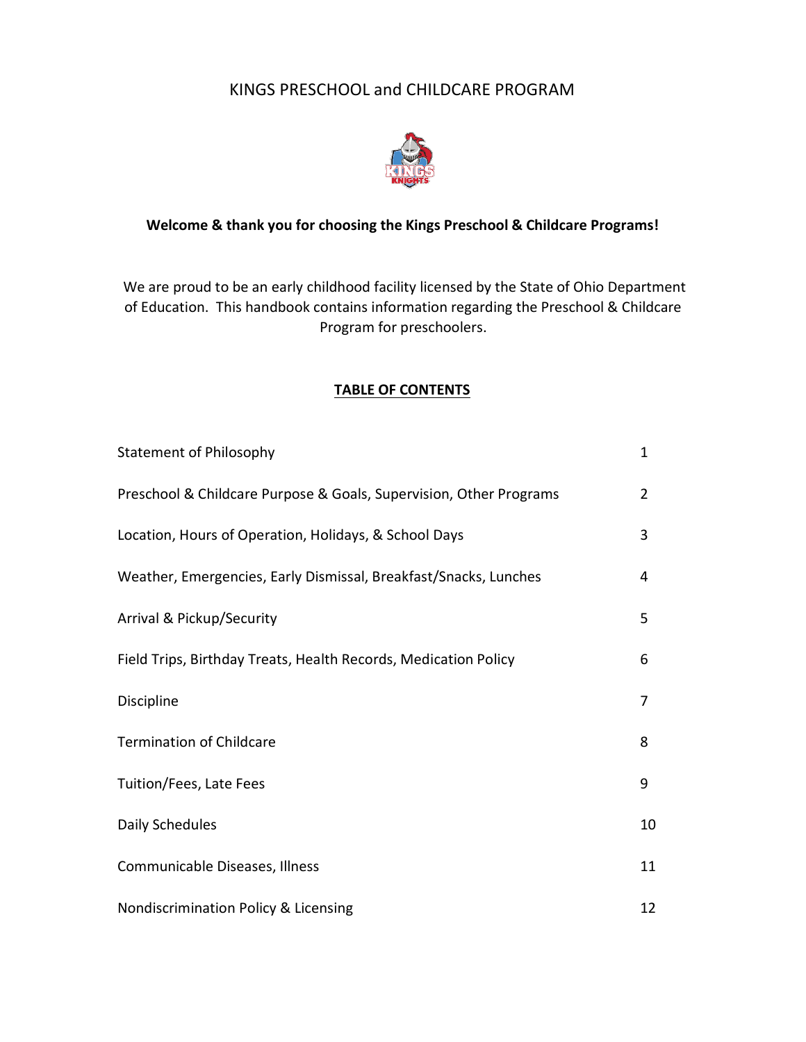# KINGS PRESCHOOL and CHILDCARE PROGRAM

**Welcome & thank you for choosing the Kings Preschool & Childcare Programs!**

We are proud to be an early childhood facility licensed by the State of Ohio Department of Education. This handbook contains information regarding the Preschool & Childcare Program for preschoolers.

## TABLE OF CONTENTS

| | |
|---|---|
| Statement of Philosophy | 1 |
| Preschool & Childcare Purpose & Goals, Supervision, Other Programs | 2 |
| Location, Hours of Operation, Holidays, & School Days | 3 |
| Weather, Emergencies, Early Dismissal, Breakfast/Snacks, Lunches | 4 |
| Arrival & Pickup/Security | 5 |
| Field Trips, Birthday Treats, Health Records, Medication Policy | 6 |
| Discipline | 7 |
| Termination of Childcare | 8 |
| Tuition/Fees, Late Fees | 9 |
| Daily Schedules | 10 |
| Communicable Diseases, Illness | 11 |
| Nondiscrimination Policy & Licensing | 12 |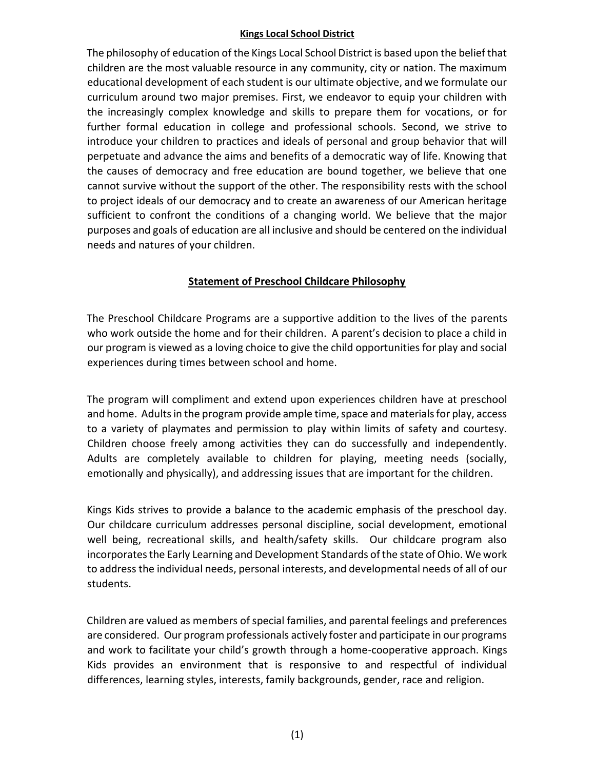## Kings Local School District

The philosophy of education of the Kings Local School District is based upon the belief that children are the most valuable resource in any community, city or nation. The maximum educational development of each student is our ultimate objective, and we formulate our curriculum around two major premises. First, we endeavor to equip your children with the increasingly complex knowledge and skills to prepare them for vocations, or for further formal education in college and professional schools. Second, we strive to introduce your children to practices and ideals of personal and group behavior that will perpetuate and advance the aims and benefits of a democratic way of life. Knowing that the causes of democracy and free education are bound together, we believe that one cannot survive without the support of the other. The responsibility rests with the school to project ideals of our democracy and to create an awareness of our American heritage sufficient to confront the conditions of a changing world. We believe that the major purposes and goals of education are all inclusive and should be centered on the individual needs and natures of your children.

## Statement of Preschool Childcare Philosophy

The Preschool Childcare Programs are a supportive addition to the lives of the parents who work outside the home and for their children. A parent's decision to place a child in our program is viewed as a loving choice to give the child opportunities for play and social experiences during times between school and home.

The program will compliment and extend upon experiences children have at preschool and home. Adults in the program provide ample time, space and materials for play, access to a variety of playmates and permission to play within limits of safety and courtesy. Children choose freely among activities they can do successfully and independently. Adults are completely available to children for playing, meeting needs (socially, emotionally and physically), and addressing issues that are important for the children.

Kings Kids strives to provide a balance to the academic emphasis of the preschool day. Our childcare curriculum addresses personal discipline, social development, emotional well being, recreational skills, and health/safety skills. Our childcare program also incorporates the Early Learning and Development Standards of the state of Ohio. We work to address the individual needs, personal interests, and developmental needs of all of our students.

Children are valued as members of special families, and parental feelings and preferences are considered. Our program professionals actively foster and participate in our programs and work to facilitate your child's growth through a home-cooperative approach. Kings Kids provides an environment that is responsive to and respectful of individual differences, learning styles, interests, family backgrounds, gender, race and religion.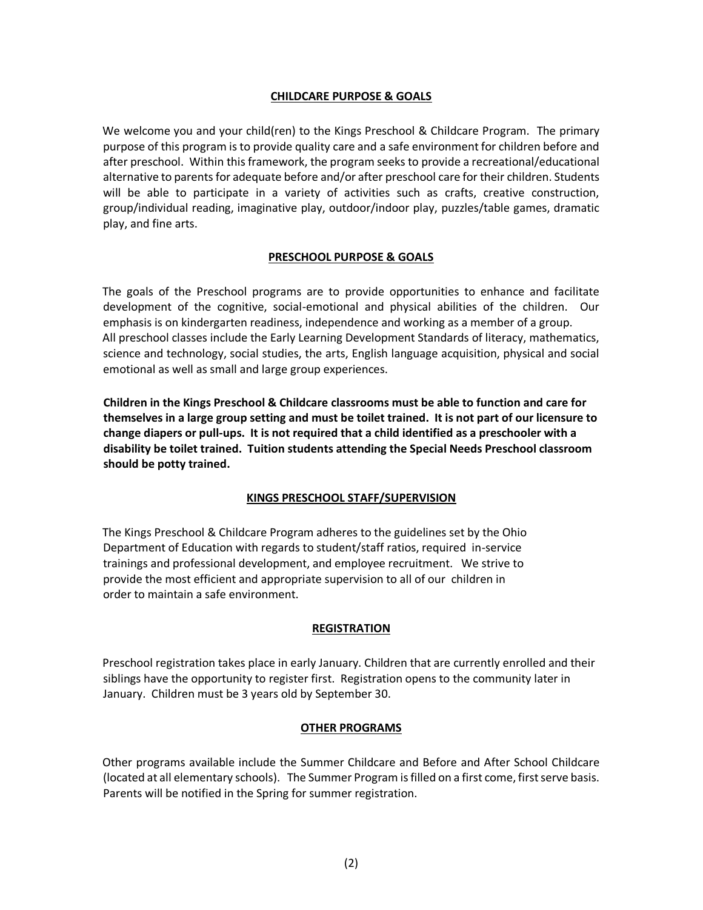## CHILDCARE PURPOSE & GOALS

We welcome you and your child(ren) to the Kings Preschool & Childcare Program. The primary purpose of this program is to provide quality care and a safe environment for children before and after preschool. Within this framework, the program seeks to provide a recreational/educational alternative to parents for adequate before and/or after preschool care for their children. Students will be able to participate in a variety of activities such as crafts, creative construction, group/individual reading, imaginative play, outdoor/indoor play, puzzles/table games, dramatic play, and fine arts.

## PRESCHOOL PURPOSE & GOALS

The goals of the Preschool programs are to provide opportunities to enhance and facilitate development of the cognitive, social-emotional and physical abilities of the children. Our emphasis is on kindergarten readiness, independence and working as a member of a group. All preschool classes include the Early Learning Development Standards of literacy, mathematics, science and technology, social studies, the arts, English language acquisition, physical and social emotional as well as small and large group experiences.

**Children in the Kings Preschool & Childcare classrooms must be able to function and care for themselves in a large group setting and must be toilet trained. It is not part of our licensure to change diapers or pull-ups. It is not required that a child identified as a preschooler with a disability be toilet trained. Tuition students attending the Special Needs Preschool classroom should be potty trained.**

## KINGS PRESCHOOL STAFF/SUPERVISION

The Kings Preschool & Childcare Program adheres to the guidelines set by the Ohio Department of Education with regards to student/staff ratios, required in-service trainings and professional development, and employee recruitment. We strive to provide the most efficient and appropriate supervision to all of our children in order to maintain a safe environment.

## REGISTRATION

Preschool registration takes place in early January. Children that are currently enrolled and their siblings have the opportunity to register first. Registration opens to the community later in January. Children must be 3 years old by September 30.

## OTHER PROGRAMS

Other programs available include the Summer Childcare and Before and After School Childcare (located at all elementary schools). The Summer Program is filled on a first come, first serve basis. Parents will be notified in the Spring for summer registration.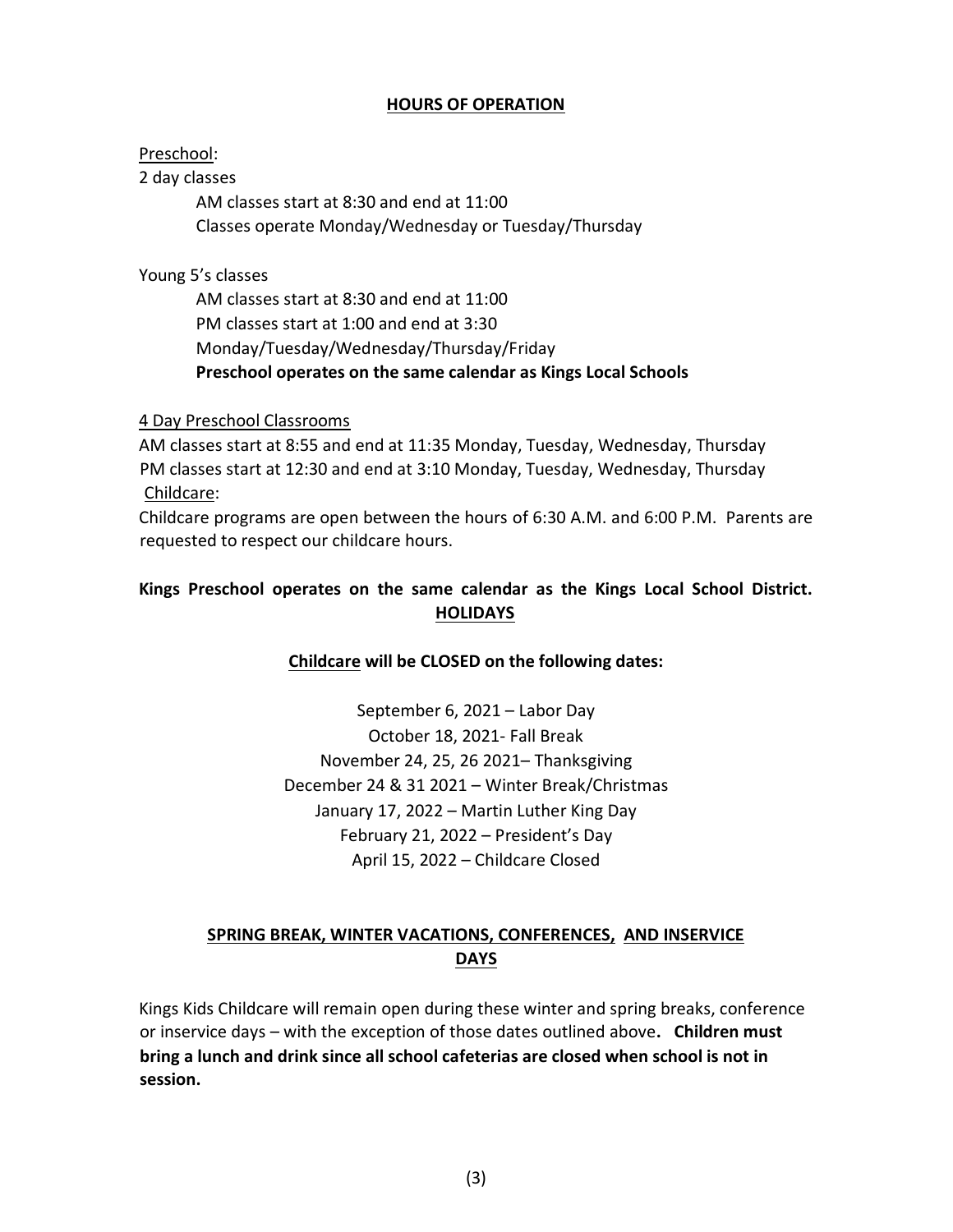## HOURS OF OPERATION

Preschool:

2 day classes

AM classes start at 8:30 and end at 11:00
Classes operate Monday/Wednesday or Tuesday/Thursday

Young 5's classes

AM classes start at 8:30 and end at 11:00
PM classes start at 1:00 and end at 3:30
Monday/Tuesday/Wednesday/Thursday/Friday
**Preschool operates on the same calendar as Kings Local Schools**

4 Day Preschool Classrooms

AM classes start at 8:55 and end at 11:35 Monday, Tuesday, Wednesday, Thursday
PM classes start at 12:30 and end at 3:10 Monday, Tuesday, Wednesday, Thursday

Childcare:

Childcare programs are open between the hours of 6:30 A.M. and 6:00 P.M. Parents are requested to respect our childcare hours.

**Kings Preschool operates on the same calendar as the Kings Local School District.**

## HOLIDAYS

**Childcare will be CLOSED on the following dates:**

September 6, 2021 – Labor Day
October 18, 2021- Fall Break
November 24, 25, 26 2021– Thanksgiving
December 24 & 31 2021 – Winter Break/Christmas
January 17, 2022 – Martin Luther King Day
February 21, 2022 – President's Day
April 15, 2022 – Childcare Closed

## SPRING BREAK, WINTER VACATIONS, CONFERENCES, AND INSERVICE DAYS

Kings Kids Childcare will remain open during these winter and spring breaks, conference or inservice days – with the exception of those dates outlined above**. Children must bring a lunch and drink since all school cafeterias are closed when school is not in session.**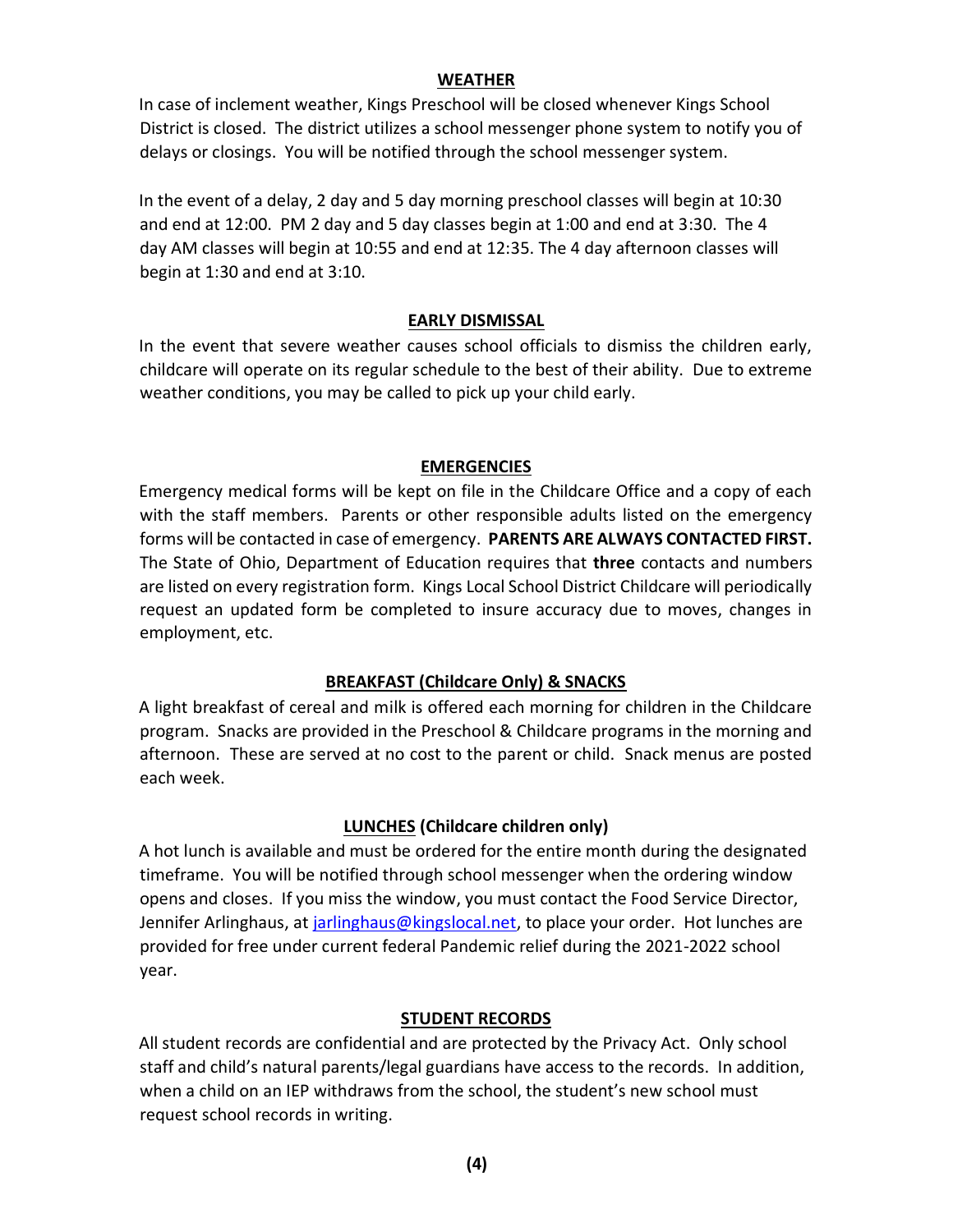## WEATHER

In case of inclement weather, Kings Preschool will be closed whenever Kings School District is closed. The district utilizes a school messenger phone system to notify you of delays or closings. You will be notified through the school messenger system.

In the event of a delay, 2 day and 5 day morning preschool classes will begin at 10:30 and end at 12:00. PM 2 day and 5 day classes begin at 1:00 and end at 3:30. The 4 day AM classes will begin at 10:55 and end at 12:35. The 4 day afternoon classes will begin at 1:30 and end at 3:10.

## EARLY DISMISSAL

In the event that severe weather causes school officials to dismiss the children early, childcare will operate on its regular schedule to the best of their ability. Due to extreme weather conditions, you may be called to pick up your child early.

## EMERGENCIES

Emergency medical forms will be kept on file in the Childcare Office and a copy of each with the staff members. Parents or other responsible adults listed on the emergency forms will be contacted in case of emergency. **PARENTS ARE ALWAYS CONTACTED FIRST.** The State of Ohio, Department of Education requires that **three** contacts and numbers are listed on every registration form. Kings Local School District Childcare will periodically request an updated form be completed to insure accuracy due to moves, changes in employment, etc.

## BREAKFAST (Childcare Only) & SNACKS

A light breakfast of cereal and milk is offered each morning for children in the Childcare program. Snacks are provided in the Preschool & Childcare programs in the morning and afternoon. These are served at no cost to the parent or child. Snack menus are posted each week.

## LUNCHES (Childcare children only)

A hot lunch is available and must be ordered for the entire month during the designated timeframe. You will be notified through school messenger when the ordering window opens and closes. If you miss the window, you must contact the Food Service Director, Jennifer Arlinghaus, at jarlinghaus@kingslocal.net, to place your order. Hot lunches are provided for free under current federal Pandemic relief during the 2021-2022 school year.

## STUDENT RECORDS

All student records are confidential and are protected by the Privacy Act. Only school staff and child's natural parents/legal guardians have access to the records. In addition, when a child on an IEP withdraws from the school, the student's new school must request school records in writing.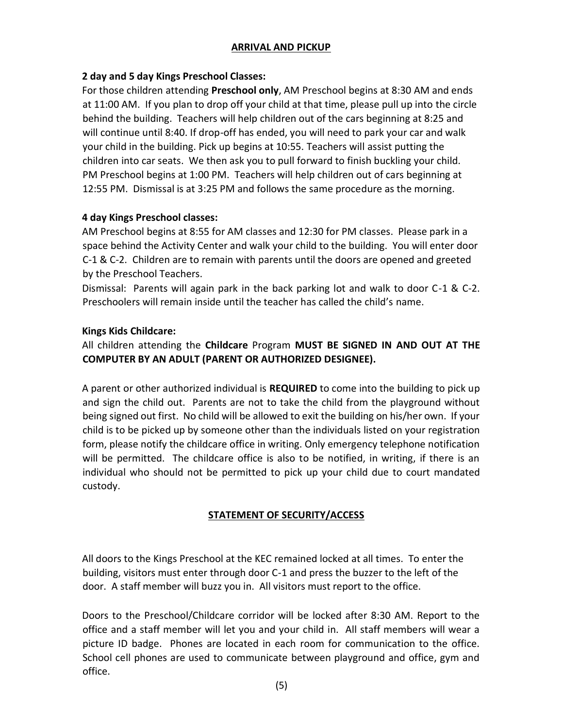## ARRIVAL AND PICKUP

**2 day and 5 day Kings Preschool Classes:**
For those children attending **Preschool only**, AM Preschool begins at 8:30 AM and ends at 11:00 AM. If you plan to drop off your child at that time, please pull up into the circle behind the building. Teachers will help children out of the cars beginning at 8:25 and will continue until 8:40. If drop-off has ended, you will need to park your car and walk your child in the building. Pick up begins at 10:55. Teachers will assist putting the children into car seats. We then ask you to pull forward to finish buckling your child. PM Preschool begins at 1:00 PM. Teachers will help children out of cars beginning at 12:55 PM. Dismissal is at 3:25 PM and follows the same procedure as the morning.

**4 day Kings Preschool classes:**
AM Preschool begins at 8:55 for AM classes and 12:30 for PM classes. Please park in a space behind the Activity Center and walk your child to the building. You will enter door C-1 & C-2. Children are to remain with parents until the doors are opened and greeted by the Preschool Teachers.
Dismissal: Parents will again park in the back parking lot and walk to door C-1 & C-2. Preschoolers will remain inside until the teacher has called the child's name.

**Kings Kids Childcare:**
All children attending the **Childcare** Program **MUST BE SIGNED IN AND OUT AT THE COMPUTER BY AN ADULT (PARENT OR AUTHORIZED DESIGNEE).**

A parent or other authorized individual is **REQUIRED** to come into the building to pick up and sign the child out. Parents are not to take the child from the playground without being signed out first. No child will be allowed to exit the building on his/her own. If your child is to be picked up by someone other than the individuals listed on your registration form, please notify the childcare office in writing. Only emergency telephone notification will be permitted. The childcare office is also to be notified, in writing, if there is an individual who should not be permitted to pick up your child due to court mandated custody.

## STATEMENT OF SECURITY/ACCESS

All doors to the Kings Preschool at the KEC remained locked at all times. To enter the building, visitors must enter through door C-1 and press the buzzer to the left of the door. A staff member will buzz you in. All visitors must report to the office.

Doors to the Preschool/Childcare corridor will be locked after 8:30 AM. Report to the office and a staff member will let you and your child in. All staff members will wear a picture ID badge. Phones are located in each room for communication to the office. School cell phones are used to communicate between playground and office, gym and office.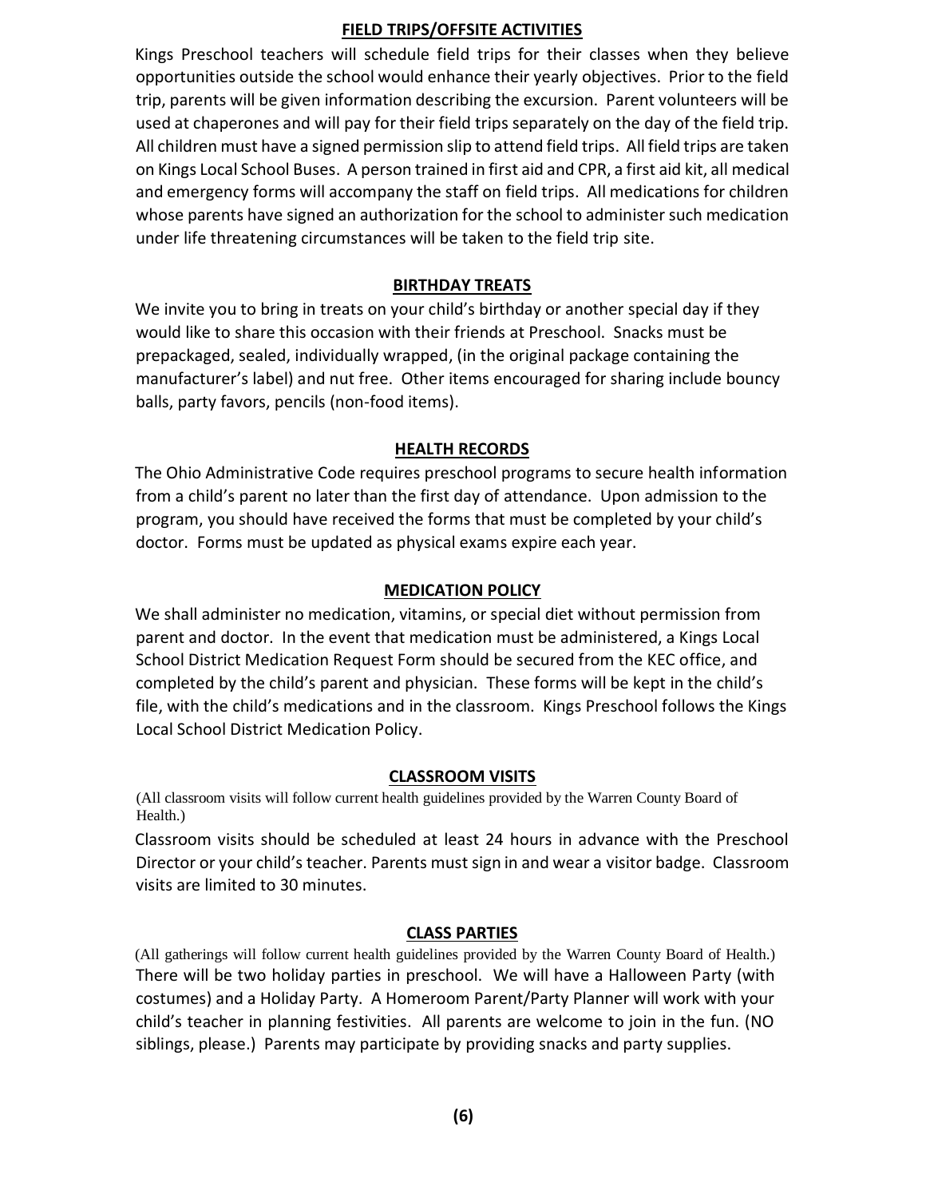## FIELD TRIPS/OFFSITE ACTIVITIES

Kings Preschool teachers will schedule field trips for their classes when they believe opportunities outside the school would enhance their yearly objectives. Prior to the field trip, parents will be given information describing the excursion. Parent volunteers will be used at chaperones and will pay for their field trips separately on the day of the field trip. All children must have a signed permission slip to attend field trips. All field trips are taken on Kings Local School Buses. A person trained in first aid and CPR, a first aid kit, all medical and emergency forms will accompany the staff on field trips. All medications for children whose parents have signed an authorization for the school to administer such medication under life threatening circumstances will be taken to the field trip site.

## BIRTHDAY TREATS

We invite you to bring in treats on your child's birthday or another special day if they would like to share this occasion with their friends at Preschool. Snacks must be prepackaged, sealed, individually wrapped, (in the original package containing the manufacturer's label) and nut free. Other items encouraged for sharing include bouncy balls, party favors, pencils (non-food items).

## HEALTH RECORDS

The Ohio Administrative Code requires preschool programs to secure health information from a child's parent no later than the first day of attendance. Upon admission to the program, you should have received the forms that must be completed by your child's doctor. Forms must be updated as physical exams expire each year.

## MEDICATION POLICY

We shall administer no medication, vitamins, or special diet without permission from parent and doctor. In the event that medication must be administered, a Kings Local School District Medication Request Form should be secured from the KEC office, and completed by the child's parent and physician. These forms will be kept in the child's file, with the child's medications and in the classroom. Kings Preschool follows the Kings Local School District Medication Policy.

## CLASSROOM VISITS

(All classroom visits will follow current health guidelines provided by the Warren County Board of Health.)

Classroom visits should be scheduled at least 24 hours in advance with the Preschool Director or your child's teacher. Parents must sign in and wear a visitor badge. Classroom visits are limited to 30 minutes.

## CLASS PARTIES

(All gatherings will follow current health guidelines provided by the Warren County Board of Health.)

There will be two holiday parties in preschool. We will have a Halloween Party (with costumes) and a Holiday Party. A Homeroom Parent/Party Planner will work with your child's teacher in planning festivities. All parents are welcome to join in the fun. (NO siblings, please.) Parents may participate by providing snacks and party supplies.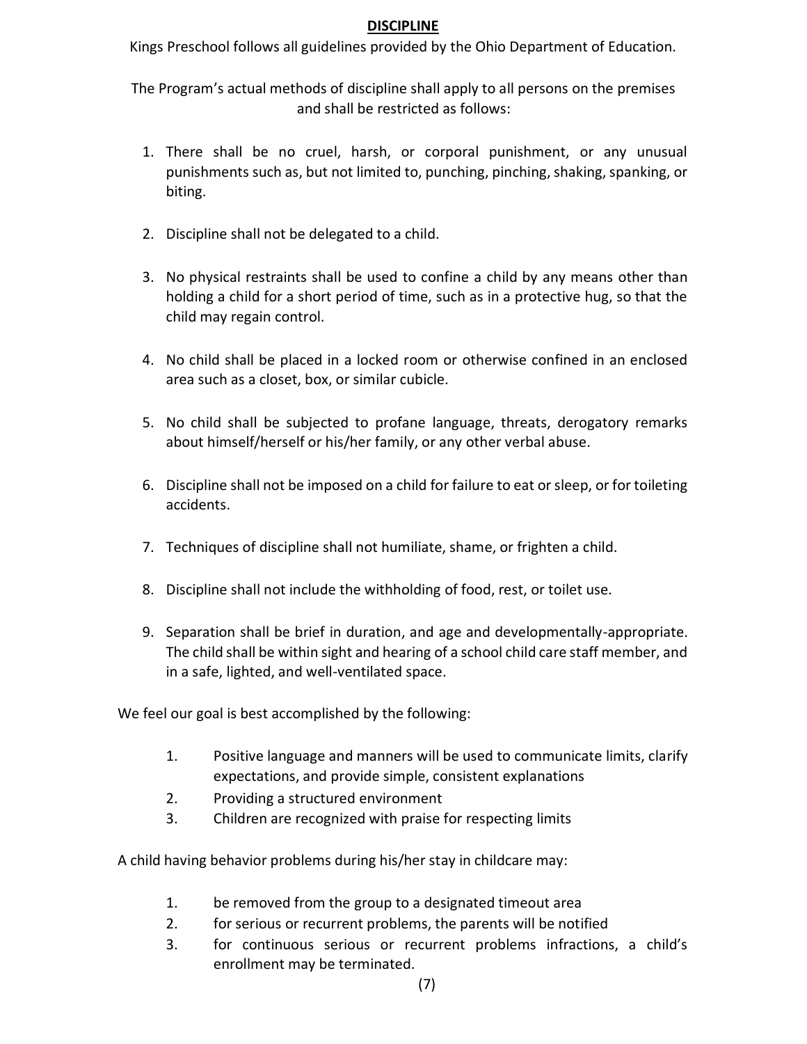# DISCIPLINE

Kings Preschool follows all guidelines provided by the Ohio Department of Education.

The Program's actual methods of discipline shall apply to all persons on the premises and shall be restricted as follows:

1. There shall be no cruel, harsh, or corporal punishment, or any unusual punishments such as, but not limited to, punching, pinching, shaking, spanking, or biting.
2. Discipline shall not be delegated to a child.
3. No physical restraints shall be used to confine a child by any means other than holding a child for a short period of time, such as in a protective hug, so that the child may regain control.
4. No child shall be placed in a locked room or otherwise confined in an enclosed area such as a closet, box, or similar cubicle.
5. No child shall be subjected to profane language, threats, derogatory remarks about himself/herself or his/her family, or any other verbal abuse.
6. Discipline shall not be imposed on a child for failure to eat or sleep, or for toileting accidents.
7. Techniques of discipline shall not humiliate, shame, or frighten a child.
8. Discipline shall not include the withholding of food, rest, or toilet use.
9. Separation shall be brief in duration, and age and developmentally-appropriate. The child shall be within sight and hearing of a school child care staff member, and in a safe, lighted, and well-ventilated space.

We feel our goal is best accomplished by the following:

1. Positive language and manners will be used to communicate limits, clarify expectations, and provide simple, consistent explanations
2. Providing a structured environment
3. Children are recognized with praise for respecting limits

A child having behavior problems during his/her stay in childcare may:

1. be removed from the group to a designated timeout area
2. for serious or recurrent problems, the parents will be notified
3. for continuous serious or recurrent problems infractions, a child's enrollment may be terminated.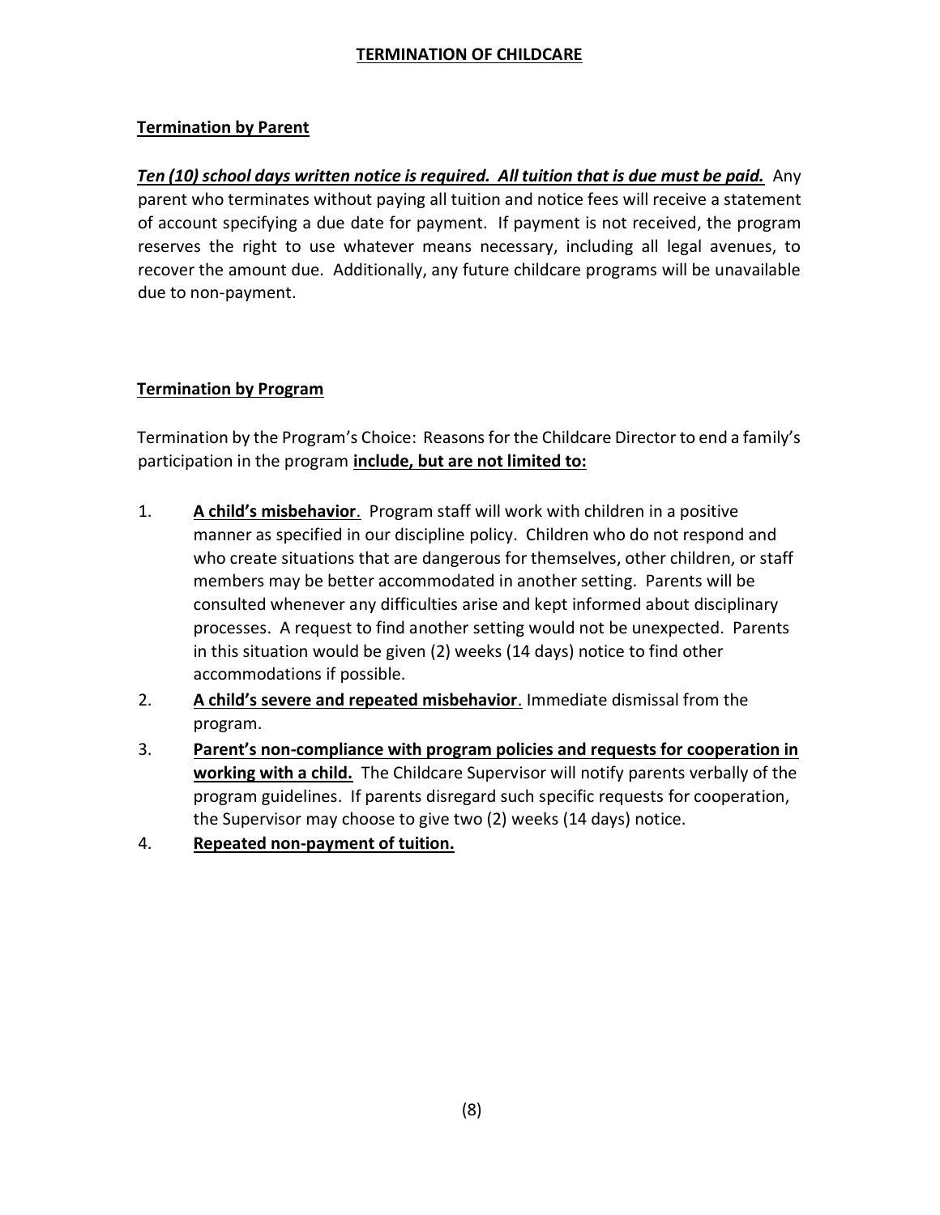# TERMINATION OF CHILDCARE

## Termination by Parent

***Ten (10) school days written notice is required. All tuition that is due must be paid.*** Any parent who terminates without paying all tuition and notice fees will receive a statement of account specifying a due date for payment. If payment is not received, the program reserves the right to use whatever means necessary, including all legal avenues, to recover the amount due. Additionally, any future childcare programs will be unavailable due to non-payment.

## Termination by Program

Termination by the Program's Choice: Reasons for the Childcare Director to end a family's participation in the program **include, but are not limited to:**

1. **A child's misbehavior**. Program staff will work with children in a positive manner as specified in our discipline policy. Children who do not respond and who create situations that are dangerous for themselves, other children, or staff members may be better accommodated in another setting. Parents will be consulted whenever any difficulties arise and kept informed about disciplinary processes. A request to find another setting would not be unexpected. Parents in this situation would be given (2) weeks (14 days) notice to find other accommodations if possible.
2. **A child's severe and repeated misbehavior**. Immediate dismissal from the program.
3. **Parent's non-compliance with program policies and requests for cooperation in working with a child.** The Childcare Supervisor will notify parents verbally of the program guidelines. If parents disregard such specific requests for cooperation, the Supervisor may choose to give two (2) weeks (14 days) notice.
4. **Repeated non-payment of tuition.**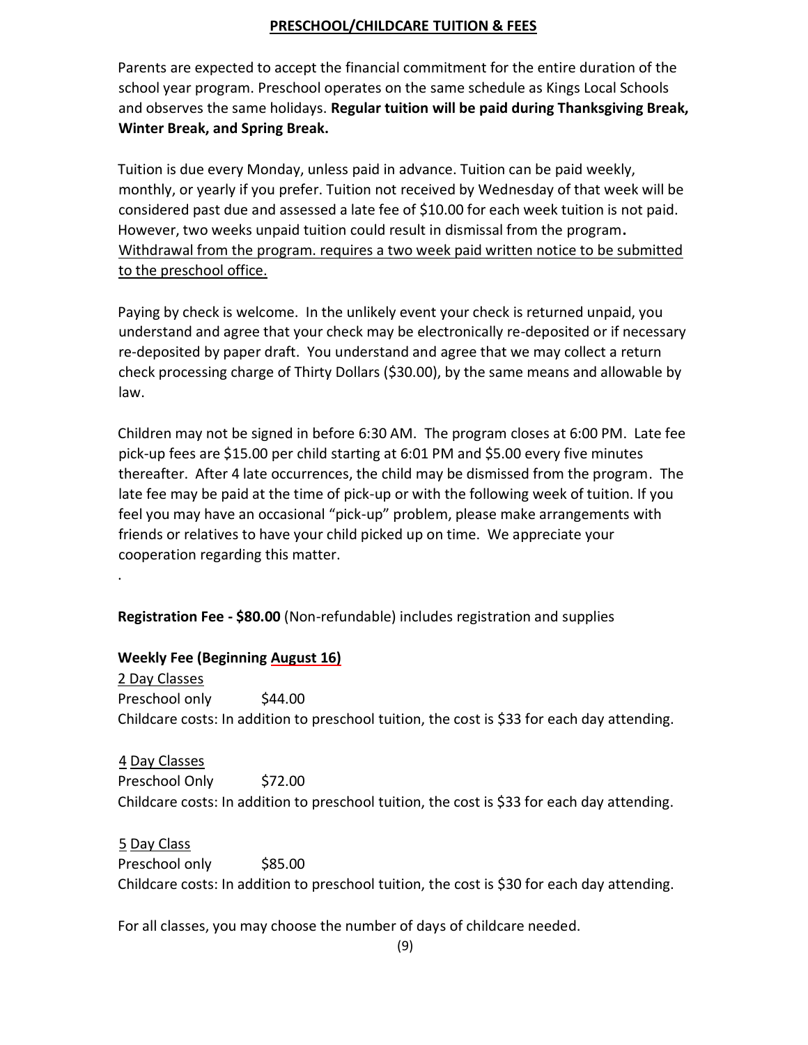## PRESCHOOL/CHILDCARE TUITION & FEES

Parents are expected to accept the financial commitment for the entire duration of the school year program. Preschool operates on the same schedule as Kings Local Schools and observes the same holidays. **Regular tuition will be paid during Thanksgiving Break, Winter Break, and Spring Break.**

Tuition is due every Monday, unless paid in advance. Tuition can be paid weekly, monthly, or yearly if you prefer. Tuition not received by Wednesday of that week will be considered past due and assessed a late fee of $10.00 for each week tuition is not paid. However, two weeks unpaid tuition could result in dismissal from the program**.** <u>Withdrawal from the program. requires a two week paid written notice to be submitted to the preschool office.</u>

Paying by check is welcome. In the unlikely event your check is returned unpaid, you understand and agree that your check may be electronically re-deposited or if necessary re-deposited by paper draft. You understand and agree that we may collect a return check processing charge of Thirty Dollars ($30.00), by the same means and allowable by law.

Children may not be signed in before 6:30 AM. The program closes at 6:00 PM. Late fee pick-up fees are $15.00 per child starting at 6:01 PM and $5.00 every five minutes thereafter. After 4 late occurrences, the child may be dismissed from the program. The late fee may be paid at the time of pick-up or with the following week of tuition. If you feel you may have an occasional "pick-up" problem, please make arrangements with friends or relatives to have your child picked up on time. We appreciate your cooperation regarding this matter.

.

**Registration Fee - $80.00** (Non-refundable) includes registration and supplies

**Weekly Fee (Beginning <u>August 16)</u>**

<u>2 Day Classes</u>
Preschool only $44.00
Childcare costs: In addition to preschool tuition, the cost is $33 for each day attending.

<u>4 Day Classes</u>
Preschool Only $72.00
Childcare costs: In addition to preschool tuition, the cost is $33 for each day attending.

<u>5 Day Class</u>
Preschool only $85.00
Childcare costs: In addition to preschool tuition, the cost is $30 for each day attending.

For all classes, you may choose the number of days of childcare needed.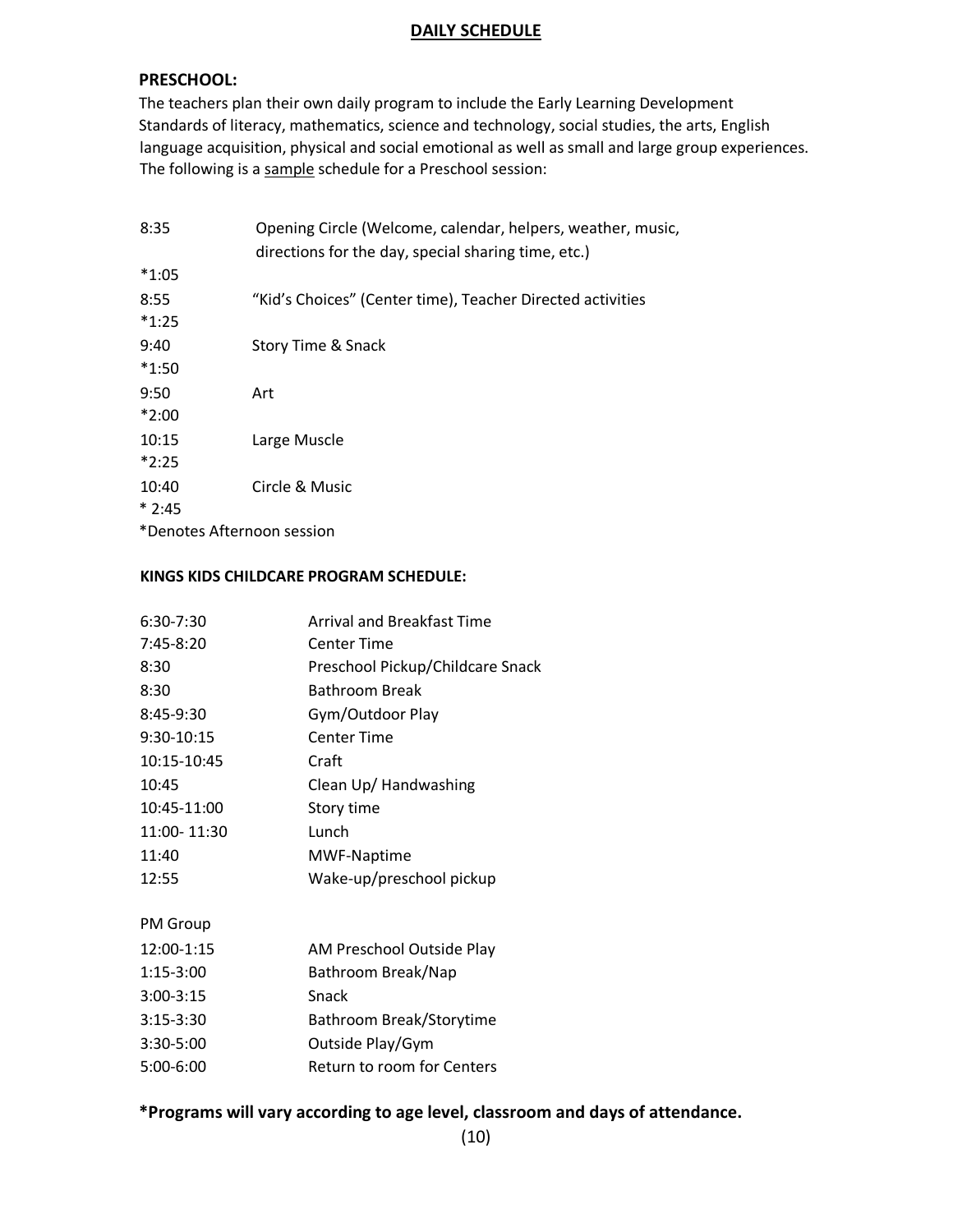## DAILY SCHEDULE

**PRESCHOOL:**

The teachers plan their own daily program to include the Early Learning Development Standards of literacy, mathematics, science and technology, social studies, the arts, English language acquisition, physical and social emotional as well as small and large group experiences. The following is a sample schedule for a Preschool session:

| | |
|---|---|
| 8:35<br>*1:05 | Opening Circle (Welcome, calendar, helpers, weather, music, directions for the day, special sharing time, etc.) |
| 8:55<br>*1:25 | "Kid's Choices" (Center time), Teacher Directed activities |
| 9:40<br>*1:50 | Story Time & Snack |
| 9:50<br>*2:00 | Art |
| 10:15<br>*2:25 | Large Muscle |
| 10:40<br>* 2:45 | Circle & Music |

*Denotes Afternoon session

**KINGS KIDS CHILDCARE PROGRAM SCHEDULE:**

| | |
|---|---|
| 6:30-7:30 | Arrival and Breakfast Time |
| 7:45-8:20 | Center Time |
| 8:30 | Preschool Pickup/Childcare Snack |
| 8:30 | Bathroom Break |
| 8:45-9:30 | Gym/Outdoor Play |
| 9:30-10:15 | Center Time |
| 10:15-10:45 | Craft |
| 10:45 | Clean Up/ Handwashing |
| 10:45-11:00 | Story time |
| 11:00- 11:30 | Lunch |
| 11:40 | MWF-Naptime |
| 12:55 | Wake-up/preschool pickup |

PM Group

| | |
|---|---|
| 12:00-1:15 | AM Preschool Outside Play |
| 1:15-3:00 | Bathroom Break/Nap |
| 3:00-3:15 | Snack |
| 3:15-3:30 | Bathroom Break/Storytime |
| 3:30-5:00 | Outside Play/Gym |
| 5:00-6:00 | Return to room for Centers |

**\*Programs will vary according to age level, classroom and days of attendance.**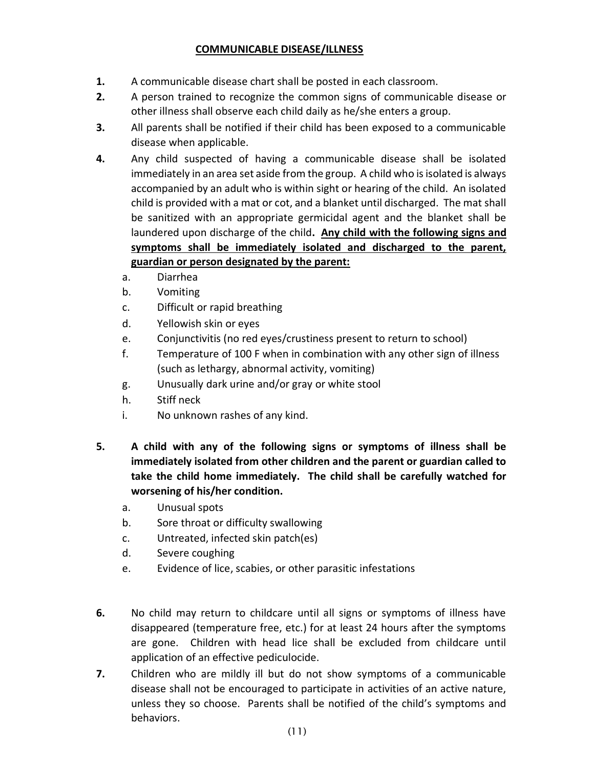## COMMUNICABLE DISEASE/ILLNESS

1. A communicable disease chart shall be posted in each classroom.
2. A person trained to recognize the common signs of communicable disease or other illness shall observe each child daily as he/she enters a group.
3. All parents shall be notified if their child has been exposed to a communicable disease when applicable.
4. Any child suspected of having a communicable disease shall be isolated immediately in an area set aside from the group. A child who is isolated is always accompanied by an adult who is within sight or hearing of the child. An isolated child is provided with a mat or cot, and a blanket until discharged. The mat shall be sanitized with an appropriate germicidal agent and the blanket shall be laundered upon discharge of the child. **<u>Any child with the following signs and symptoms shall be immediately isolated and discharged to the parent, guardian or person designated by the parent:</u>**
   a. Diarrhea
   b. Vomiting
   c. Difficult or rapid breathing
   d. Yellowish skin or eyes
   e. Conjunctivitis (no red eyes/crustiness present to return to school)
   f. Temperature of 100 F when in combination with any other sign of illness (such as lethargy, abnormal activity, vomiting)
   g. Unusually dark urine and/or gray or white stool
   h. Stiff neck
   i. No unknown rashes of any kind.

5. **A child with any of the following signs or symptoms of illness shall be immediately isolated from other children and the parent or guardian called to take the child home immediately. The child shall be carefully watched for worsening of his/her condition.**
   a. Unusual spots
   b. Sore throat or difficulty swallowing
   c. Untreated, infected skin patch(es)
   d. Severe coughing
   e. Evidence of lice, scabies, or other parasitic infestations

6. No child may return to childcare until all signs or symptoms of illness have disappeared (temperature free, etc.) for at least 24 hours after the symptoms are gone. Children with head lice shall be excluded from childcare until application of an effective pediculocide.
7. Children who are mildly ill but do not show symptoms of a communicable disease shall not be encouraged to participate in activities of an active nature, unless they so choose. Parents shall be notified of the child's symptoms and behaviors.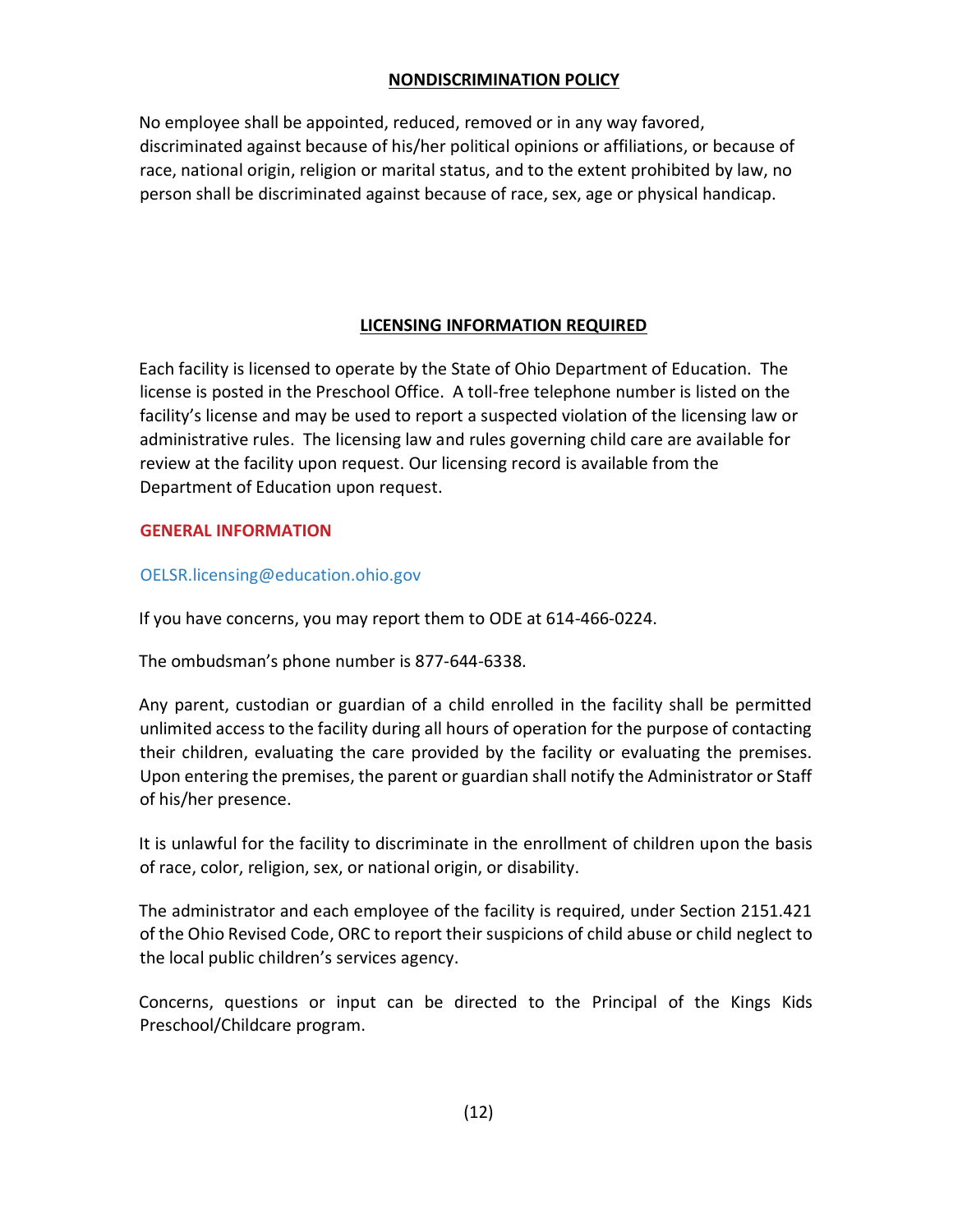## NONDISCRIMINATION POLICY

No employee shall be appointed, reduced, removed or in any way favored, discriminated against because of his/her political opinions or affiliations, or because of race, national origin, religion or marital status, and to the extent prohibited by law, no person shall be discriminated against because of race, sex, age or physical handicap.

## LICENSING INFORMATION REQUIRED

Each facility is licensed to operate by the State of Ohio Department of Education. The license is posted in the Preschool Office. A toll-free telephone number is listed on the facility's license and may be used to report a suspected violation of the licensing law or administrative rules. The licensing law and rules governing child care are available for review at the facility upon request. Our licensing record is available from the Department of Education upon request.

## GENERAL INFORMATION

OELSR.licensing@education.ohio.gov

If you have concerns, you may report them to ODE at 614-466-0224.

The ombudsman's phone number is 877-644-6338.

Any parent, custodian or guardian of a child enrolled in the facility shall be permitted unlimited access to the facility during all hours of operation for the purpose of contacting their children, evaluating the care provided by the facility or evaluating the premises. Upon entering the premises, the parent or guardian shall notify the Administrator or Staff of his/her presence.

It is unlawful for the facility to discriminate in the enrollment of children upon the basis of race, color, religion, sex, or national origin, or disability.

The administrator and each employee of the facility is required, under Section 2151.421 of the Ohio Revised Code, ORC to report their suspicions of child abuse or child neglect to the local public children's services agency.

Concerns, questions or input can be directed to the Principal of the Kings Kids Preschool/Childcare program.